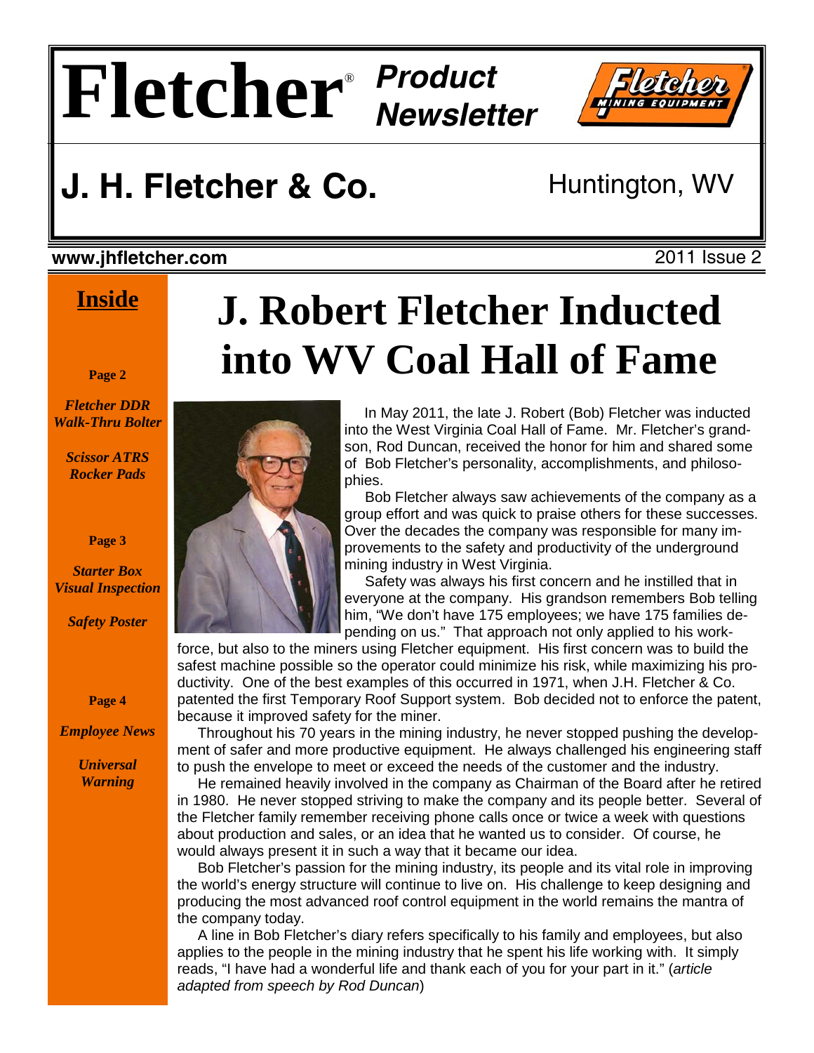# Fletcher® Product Newsletter

## J. H. Fletcher & Co.

Huntington, WV

**www.jhfletcher.com**

2011 Issue 2

**Inside**

**Page 2**

*Fletcher DDR Walk-Thru Bolter*

*Scissor ATRS Rocker Pads*

**Page 3**

*Starter Box Visual Inspection*

*Safety Poster*

**Page 4**

*Employee News*

*Universal Warning*

# J. Robert Fletcher Inducted into WV Coal Hall of Fame

In May 2011, the late J. Robert (Bob) Fletcher was inducted into the West Virginia Coal Hall of Fame. Mr. Fletcher's grandson, Rod Duncan, received the honor for him and shared some of Bob Fletcher's personality, accomplishments, and philosophies.

Bob Fletcher always saw achievements of the company as a group effort and was quick to praise others for these successes. Over the decades the company was responsible for many improvements to the safety and productivity of the underground mining industry in West Virginia.

Safety was always his first concern and he instilled that in everyone at the company. His grandson remembers Bob telling him, "We don't have 175 employees; we have 175 families depending on us." That approach not only applied to his workforce, but also to the miners using Fletcher equipment. His first concern was to build the safest machine possible so the operator could minimize his risk, while maximizing his productivity. One of the best examples of this occurred in 1971, when J.H. Fletcher & Co. patented the first Temporary Roof Support system. Bob decided not to enforce the patent, because it improved safety for the miner.

Throughout his 70 years in the mining industry, he never stopped pushing the development of safer and more productive equipment. He always challenged his engineering staff to push the envelope to meet or exceed the needs of the customer and the industry.

He remained heavily involved in the company as Chairman of the Board after he retired in 1980. He never stopped striving to make the company and its people better. Several of the Fletcher family remember receiving phone calls once or twice a week with questions about production and sales, or an idea that he wanted us to consider. Of course, he would always present it in such a way that it became our idea.

Bob Fletcher's passion for the mining industry, its people and its vital role in improving the world's energy structure will continue to live on. His challenge to keep designing and producing the most advanced roof control equipment in the world remains the mantra of the company today.

A line in Bob Fletcher's diary refers specifically to his family and employees, but also applies to the people in the mining industry that he spent his life working with. It simply reads, "I have had a wonderful life and thank each of you for your part in it." (*article adapted from speech by Rod Duncan*)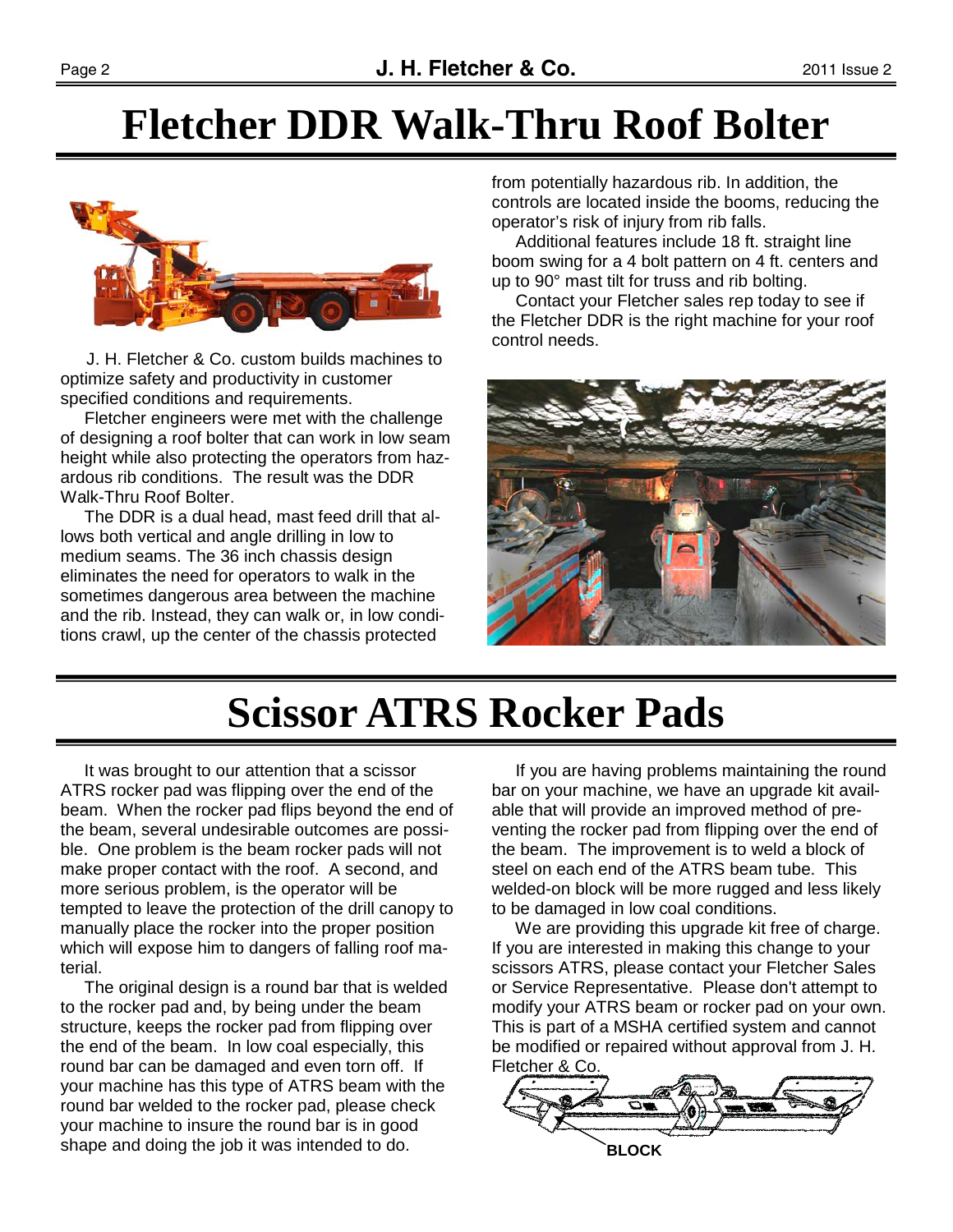# Fletcher DDR Walk-Thru Roof Bolter

J. H. Fletcher & Co. custom builds machines to optimize safety and productivity in customer specified conditions and requirements.

Fletcher engineers were met with the challenge of designing a roof bolter that can work in low seam height while also protecting the operators from hazardous rib conditions. The result was the DDR Walk-Thru Roof Bolter.

The DDR is a dual head, mast feed drill that allows both vertical and angle drilling in low to medium seams. The 36 inch chassis design eliminates the need for operators to walk in the sometimes dangerous area between the machine and the rib. Instead, they can walk or, in low conditions crawl, up the center of the chassis protected from potentially hazardous rib. In addition, the controls are located inside the booms, reducing the operator's risk of injury from rib falls.

Additional features include 18 ft. straight line boom swing for a 4 bolt pattern on 4 ft. centers and up to 90° mast tilt for truss and rib bolting.

Contact your Fletcher sales rep today to see if the Fletcher DDR is the right machine for your roof control needs.

# Scissor ATRS Rocker Pads

It was brought to our attention that a scissor ATRS rocker pad was flipping over the end of the beam. When the rocker pad flips beyond the end of the beam, several undesirable outcomes are possible. One problem is the beam rocker pads will not make proper contact with the roof. A second, and more serious problem, is the operator will be tempted to leave the protection of the drill canopy to manually place the rocker into the proper position which will expose him to dangers of falling roof material.

The original design is a round bar that is welded to the rocker pad and, by being under the beam structure, keeps the rocker pad from flipping over the end of the beam. In low coal especially, this round bar can be damaged and even torn off. If your machine has this type of ATRS beam with the round bar welded to the rocker pad, please check your machine to insure the round bar is in good shape and doing the job it was intended to do.

If you are having problems maintaining the round bar on your machine, we have an upgrade kit available that will provide an improved method of preventing the rocker pad from flipping over the end of the beam. The improvement is to weld a block of steel on each end of the ATRS beam tube. This welded-on block will be more rugged and less likely to be damaged in low coal conditions.

We are providing this upgrade kit free of charge. If you are interested in making this change to your scissors ATRS, please contact your Fletcher Sales or Service Representative. Please don't attempt to modify your ATRS beam or rocker pad on your own. This is part of a MSHA certified system and cannot be modified or repaired without approval from J. H. Fletcher & Co.

BLOCK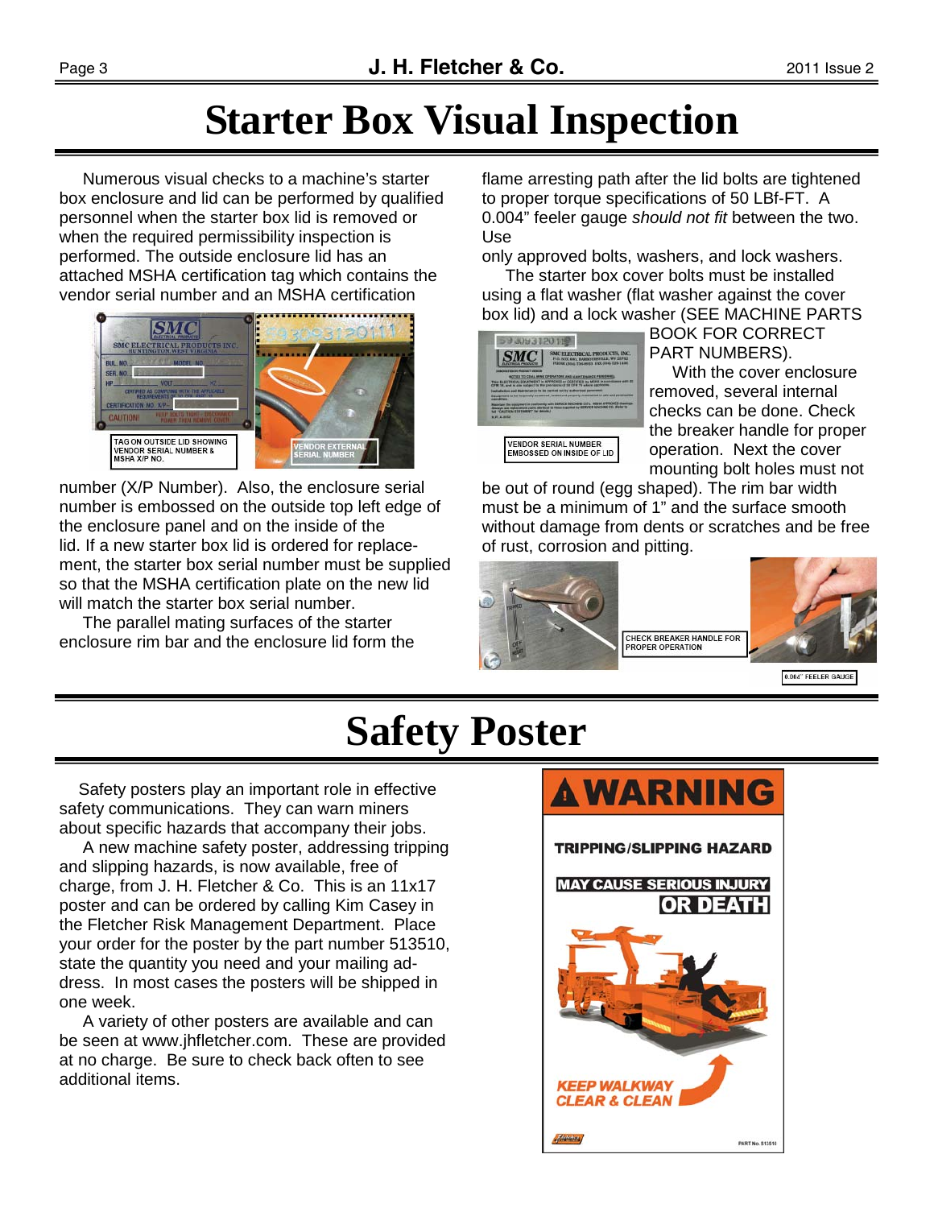# Starter Box Visual Inspection

Numerous visual checks to a machine's starter box enclosure and lid can be performed by qualified personnel when the starter box lid is removed or when the required permissibility inspection is performed. The outside enclosure lid has an attached MSHA certification tag which contains the vendor serial number and an MSHA certification number (X/P Number). Also, the enclosure serial number is embossed on the outside top left edge of the enclosure panel and on the inside of the lid. If a new starter box lid is ordered for replacement, the starter box serial number must be supplied so that the MSHA certification plate on the new lid will match the starter box serial number.

TAG ON OUTSIDE LID SHOWING VENDOR SERIAL NUMBER & MSHA X/P NO.

VENDOR EXTERNAL SERIAL NUMBER

The parallel mating surfaces of the starter enclosure rim bar and the enclosure lid form the flame arresting path after the lid bolts are tightened to proper torque specifications of 50 LBf-FT. A 0.004" feeler gauge *should not fit* between the two. Use only approved bolts, washers, and lock washers.

The starter box cover bolts must be installed using a flat washer (flat washer against the cover box lid) and a lock washer (SEE MACHINE PARTS BOOK FOR CORRECT PART NUMBERS).

VENDOR SERIAL NUMBER EMBOSSED ON INSIDE OF LID

With the cover enclosure removed, several internal checks can be done. Check the breaker handle for proper operation. Next the cover mounting bolt holes must not be out of round (egg shaped). The rim bar width must be a minimum of 1" and the surface smooth without damage from dents or scratches and be free of rust, corrosion and pitting.

CHECK BREAKER HANDLE FOR PROPER OPERATION

0.004" FEELER GAUGE

# Safety Poster

Safety posters play an important role in effective safety communications. They can warn miners about specific hazards that accompany their jobs.

A new machine safety poster, addressing tripping and slipping hazards, is now available, free of charge, from J. H. Fletcher & Co. This is an 11x17 poster and can be ordered by calling Kim Casey in the Fletcher Risk Management Department. Place your order for the poster by the part number 513510, state the quantity you need and your mailing address. In most cases the posters will be shipped in one week.

A variety of other posters are available and can be seen at www.jhfletcher.com. These are provided at no charge. Be sure to check back often to see additional items.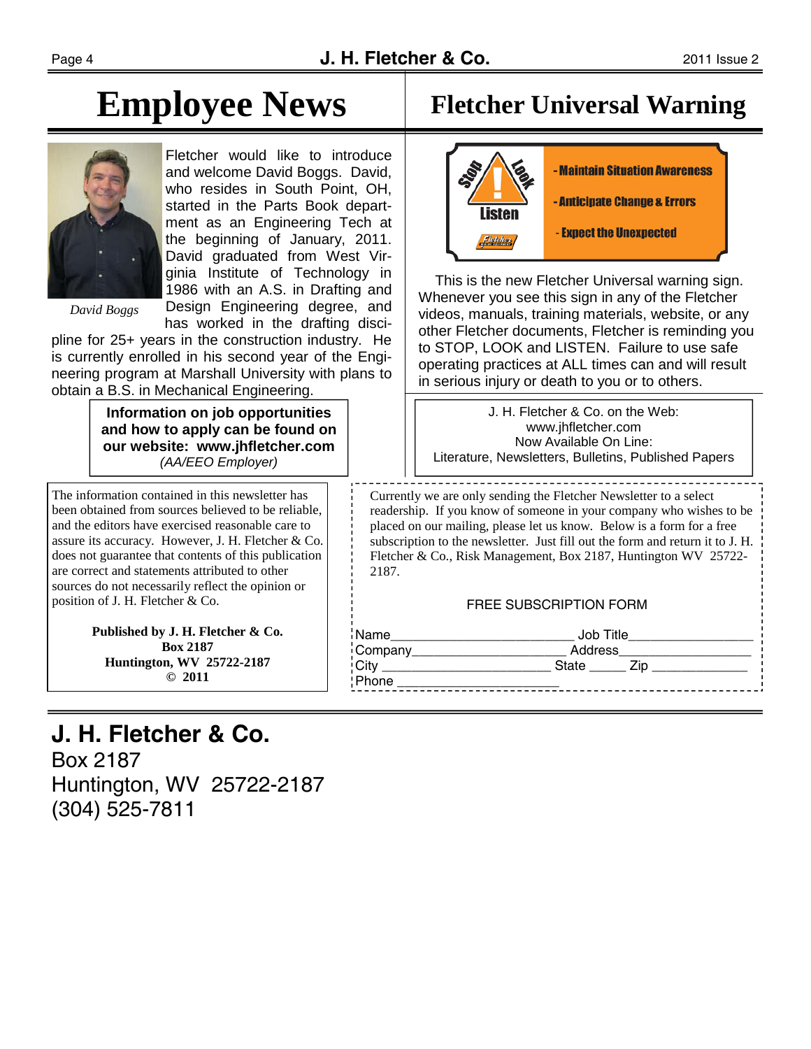# Employee News

Fletcher would like to introduce and welcome David Boggs. David, who resides in South Point, OH, started in the Parts Book department as an Engineering Tech at the beginning of January, 2011. David graduated from West Virginia Institute of Technology in 1986 with an A.S. in Drafting and Design Engineering degree, and has worked in the drafting discipline for 25+ years in the construction industry. He is currently enrolled in his second year of the Engineering program at Marshall University with plans to obtain a B.S. in Mechanical Engineering.

*David Boggs*

**Information on job opportunities and how to apply can be found on our website: www.jhfletcher.com**
*(AA/EEO Employer)*

# Fletcher Universal Warning

Stop Look Listen

- Maintain Situation Awareness
- Anticipate Change & Errors
- Expect the Unexpected

This is the new Fletcher Universal warning sign. Whenever you see this sign in any of the Fletcher videos, manuals, training materials, website, or any other Fletcher documents, Fletcher is reminding you to STOP, LOOK and LISTEN. Failure to use safe operating practices at ALL times can and will result in serious injury or death to you or to others.

J. H. Fletcher & Co. on the Web:
www.jhfletcher.com
Now Available On Line:
Literature, Newsletters, Bulletins, Published Papers

The information contained in this newsletter has been obtained from sources believed to be reliable, and the editors have exercised reasonable care to assure its accuracy. However, J. H. Fletcher & Co. does not guarantee that contents of this publication are correct and statements attributed to other sources do not necessarily reflect the opinion or position of J. H. Fletcher & Co.

**Published by J. H. Fletcher & Co.**
**Box 2187**
**Huntington, WV 25722-2187**
**© 2011**

Currently we are only sending the Fletcher Newsletter to a select readership. If you know of someone in your company who wishes to be placed on our mailing, please let us know. Below is a form for a free subscription to the newsletter. Just fill out the form and return it to J. H. Fletcher & Co., Risk Management, Box 2187, Huntington WV 25722-2187.

FREE SUBSCRIPTION FORM

Name________________________ Job Title________________
Company____________________ Address__________________
City ______________________ State _____ Zip ____________
Phone ______________________

**J. H. Fletcher & Co.**
Box 2187
Huntington, WV 25722-2187
(304) 525-7811